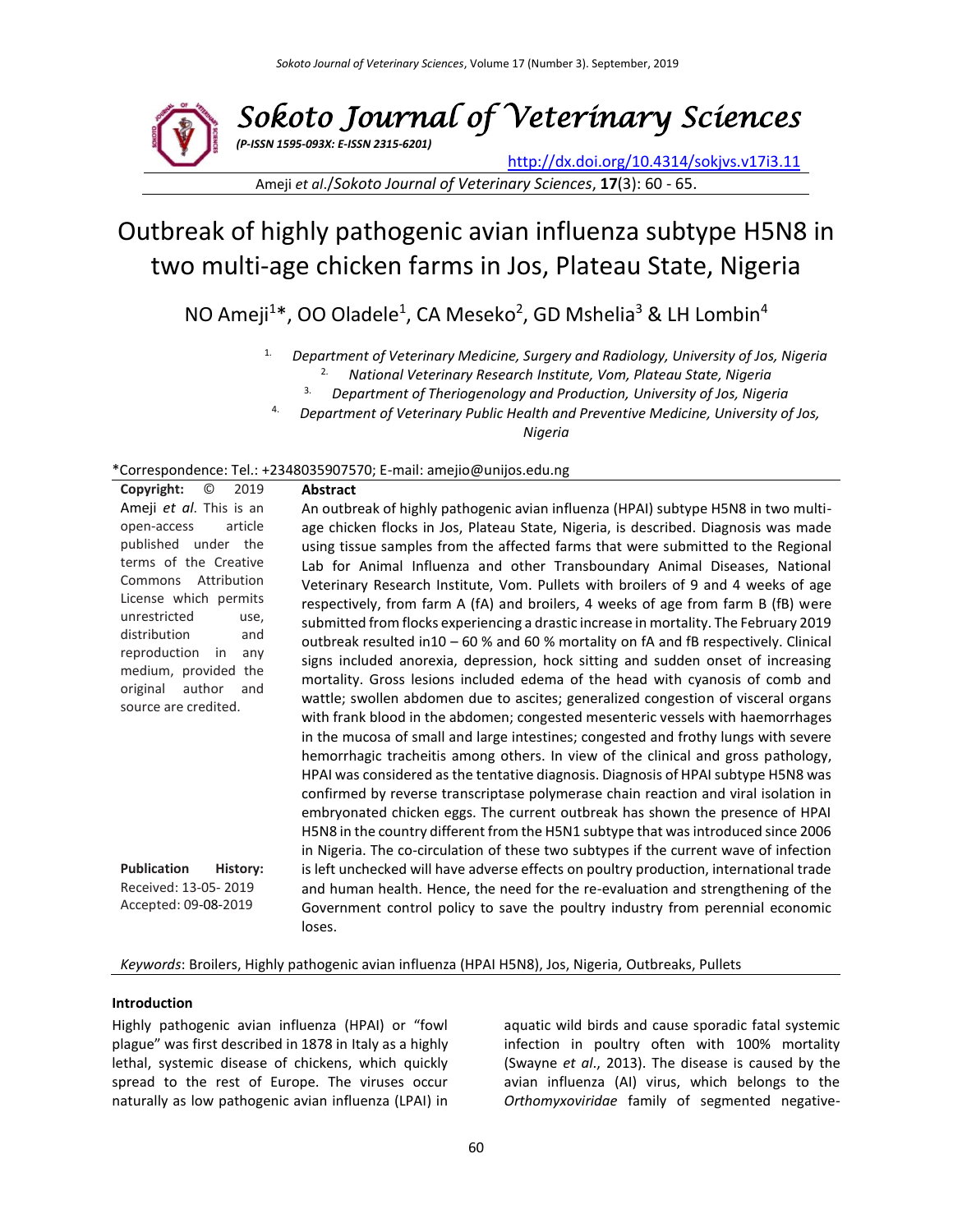# Sokoto Journal of Veterinary Sciences

*(P-ISSN 1595-093X: E-ISSN 2315-6201)*

http://dx.doi.org/10.4314/sokjvs.v17i3.11

Ameji *et al*./*Sokoto Journal of Veterinary Sciences*, **17**(3): 60 - 65.

## Outbreak of highly pathogenic avian influenza subtype H5N8 in two multi-age chicken farms in Jos, Plateau State, Nigeria

NO Ameji[1]*, OO Oladele[1], CA Meseko[2], GD Mshelia[3] & LH Lombin[4]

1. *Department of Veterinary Medicine, Surgery and Radiology, University of Jos, Nigeria*
2. *National Veterinary Research Institute, Vom, Plateau State, Nigeria*
3. *Department of Theriogenology and Production, University of Jos, Nigeria*
4. *Department of Veterinary Public Health and Preventive Medicine, University of Jos, Nigeria*

*Correspondence: Tel.: +2348035907570; E-mail: amejio@unijos.edu.ng

**Copyright:** © 2019 Ameji *et al*. This is an open-access article published under the terms of the Creative Commons Attribution License which permits unrestricted use, distribution and reproduction in any medium, provided the original author and source are credited.

**Publication History:**
Received: 13-05- 2019
Accepted: 09-08-2019

### Abstract

An outbreak of highly pathogenic avian influenza (HPAI) subtype H5N8 in two multi-age chicken flocks in Jos, Plateau State, Nigeria, is described. Diagnosis was made using tissue samples from the affected farms that were submitted to the Regional Lab for Animal Influenza and other Transboundary Animal Diseases, National Veterinary Research Institute, Vom. Pullets with broilers of 9 and 4 weeks of age respectively, from farm A (fA) and broilers, 4 weeks of age from farm B (fB) were submitted from flocks experiencing a drastic increase in mortality. The February 2019 outbreak resulted in10 – 60 % and 60 % mortality on fA and fB respectively. Clinical signs included anorexia, depression, hock sitting and sudden onset of increasing mortality. Gross lesions included edema of the head with cyanosis of comb and wattle; swollen abdomen due to ascites; generalized congestion of visceral organs with frank blood in the abdomen; congested mesenteric vessels with haemorrhages in the mucosa of small and large intestines; congested and frothy lungs with severe hemorrhagic tracheitis among others. In view of the clinical and gross pathology, HPAI was considered as the tentative diagnosis. Diagnosis of HPAI subtype H5N8 was confirmed by reverse transcriptase polymerase chain reaction and viral isolation in embryonated chicken eggs. The current outbreak has shown the presence of HPAI H5N8 in the country different from the H5N1 subtype that was introduced since 2006 in Nigeria. The co-circulation of these two subtypes if the current wave of infection is left unchecked will have adverse effects on poultry production, international trade and human health. Hence, the need for the re-evaluation and strengthening of the Government control policy to save the poultry industry from perennial economic loses.

*Keywords*: Broilers, Highly pathogenic avian influenza (HPAI H5N8), Jos, Nigeria, Outbreaks, Pullets

### Introduction

Highly pathogenic avian influenza (HPAI) or "fowl plague" was first described in 1878 in Italy as a highly lethal, systemic disease of chickens, which quickly spread to the rest of Europe. The viruses occur naturally as low pathogenic avian influenza (LPAI) in aquatic wild birds and cause sporadic fatal systemic infection in poultry often with 100% mortality (Swayne *et al*., 2013). The disease is caused by the avian influenza (AI) virus, which belongs to the *Orthomyxoviridae* family of segmented negative-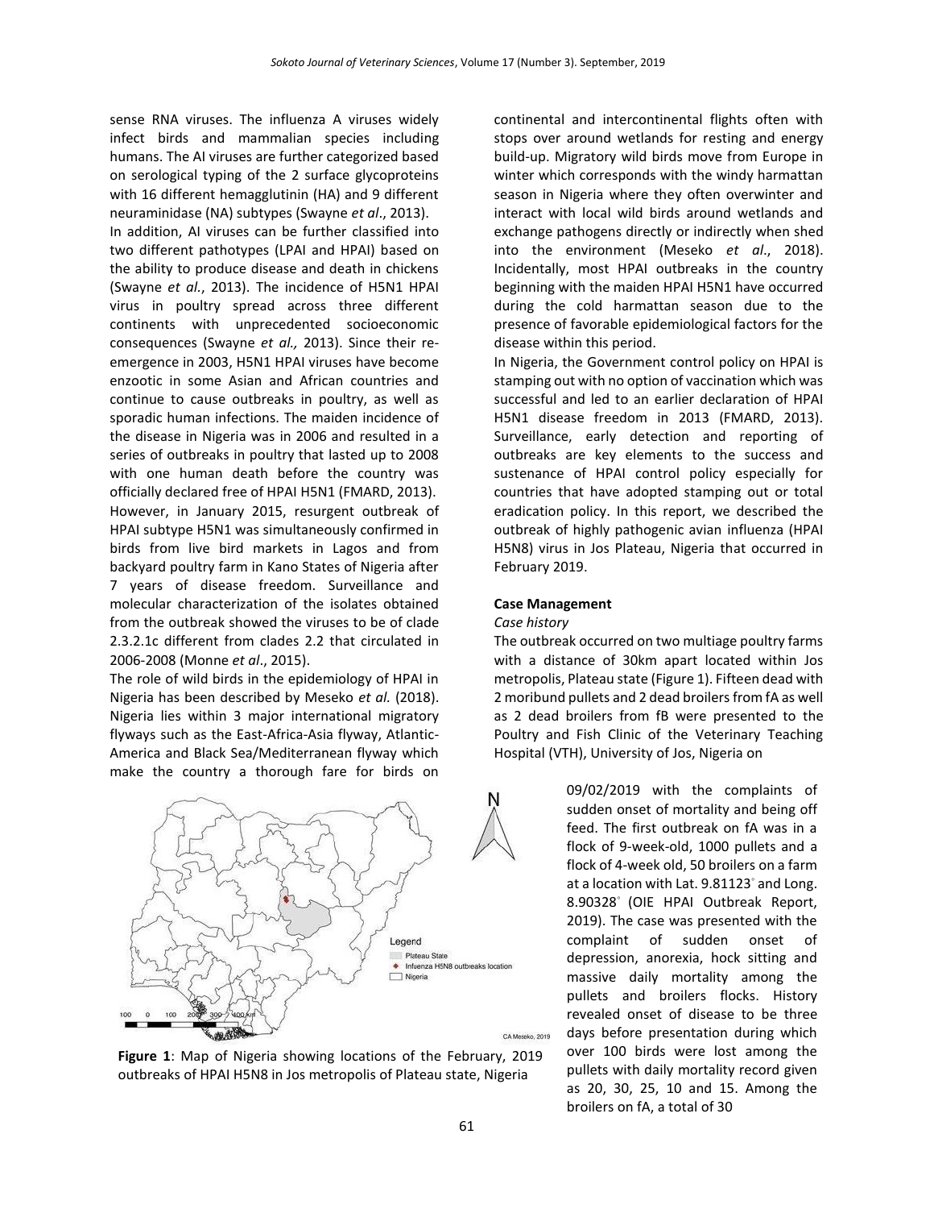sense RNA viruses. The influenza A viruses widely infect birds and mammalian species including humans. The AI viruses are further categorized based on serological typing of the 2 surface glycoproteins with 16 different hemagglutinin (HA) and 9 different neuraminidase (NA) subtypes (Swayne *et al*., 2013).

In addition, AI viruses can be further classified into two different pathotypes (LPAI and HPAI) based on the ability to produce disease and death in chickens (Swayne *et al.*, 2013). The incidence of H5N1 HPAI virus in poultry spread across three different continents with unprecedented socioeconomic consequences (Swayne *et al.,* 2013). Since their re-emergence in 2003, H5N1 HPAI viruses have become enzootic in some Asian and African countries and continue to cause outbreaks in poultry, as well as sporadic human infections. The maiden incidence of the disease in Nigeria was in 2006 and resulted in a series of outbreaks in poultry that lasted up to 2008 with one human death before the country was officially declared free of HPAI H5N1 (FMARD, 2013).

However, in January 2015, resurgent outbreak of HPAI subtype H5N1 was simultaneously confirmed in birds from live bird markets in Lagos and from backyard poultry farm in Kano States of Nigeria after 7 years of disease freedom. Surveillance and molecular characterization of the isolates obtained from the outbreak showed the viruses to be of clade 2.3.2.1c different from clades 2.2 that circulated in 2006-2008 (Monne *et al*., 2015).

The role of wild birds in the epidemiology of HPAI in Nigeria has been described by Meseko *et al.* (2018). Nigeria lies within 3 major international migratory flyways such as the East-Africa-Asia flyway, Atlantic-America and Black Sea/Mediterranean flyway which make the country a thorough fare for birds on continental and intercontinental flights often with stops over around wetlands for resting and energy build-up. Migratory wild birds move from Europe in winter which corresponds with the windy harmattan season in Nigeria where they often overwinter and interact with local wild birds around wetlands and exchange pathogens directly or indirectly when shed into the environment (Meseko *et al*., 2018). Incidentally, most HPAI outbreaks in the country beginning with the maiden HPAI H5N1 have occurred during the cold harmattan season due to the presence of favorable epidemiological factors for the disease within this period.

In Nigeria, the Government control policy on HPAI is stamping out with no option of vaccination which was successful and led to an earlier declaration of HPAI H5N1 disease freedom in 2013 (FMARD, 2013). Surveillance, early detection and reporting of outbreaks are key elements to the success and sustenance of HPAI control policy especially for countries that have adopted stamping out or total eradication policy. In this report, we described the outbreak of highly pathogenic avian influenza (HPAI H5N8) virus in Jos Plateau, Nigeria that occurred in February 2019.

**Case Management**

*Case history*

The outbreak occurred on two multiage poultry farms with a distance of 30km apart located within Jos metropolis, Plateau state (Figure 1). Fifteen dead with 2 moribund pullets and 2 dead broilers from fA as well as 2 dead broilers from fB were presented to the Poultry and Fish Clinic of the Veterinary Teaching Hospital (VTH), University of Jos, Nigeria on 09/02/2019 with the complaints of sudden onset of mortality and being off feed. The first outbreak on fA was in a flock of 9-week-old, 1000 pullets and a flock of 4-week old, 50 broilers on a farm at a location with Lat. 9.81123° and Long. 8.90328° (OIE HPAI Outbreak Report, 2019). The case was presented with the complaint of sudden onset of depression, anorexia, hock sitting and massive daily mortality among the pullets and broilers flocks. History revealed onset of disease to be three days before presentation during which over 100 birds were lost among the pullets with daily mortality record given as 20, 30, 25, 10 and 15. Among the broilers on fA, a total of 30

**Figure 1**: Map of Nigeria showing locations of the February, 2019 outbreaks of HPAI H5N8 in Jos metropolis of Plateau state, Nigeria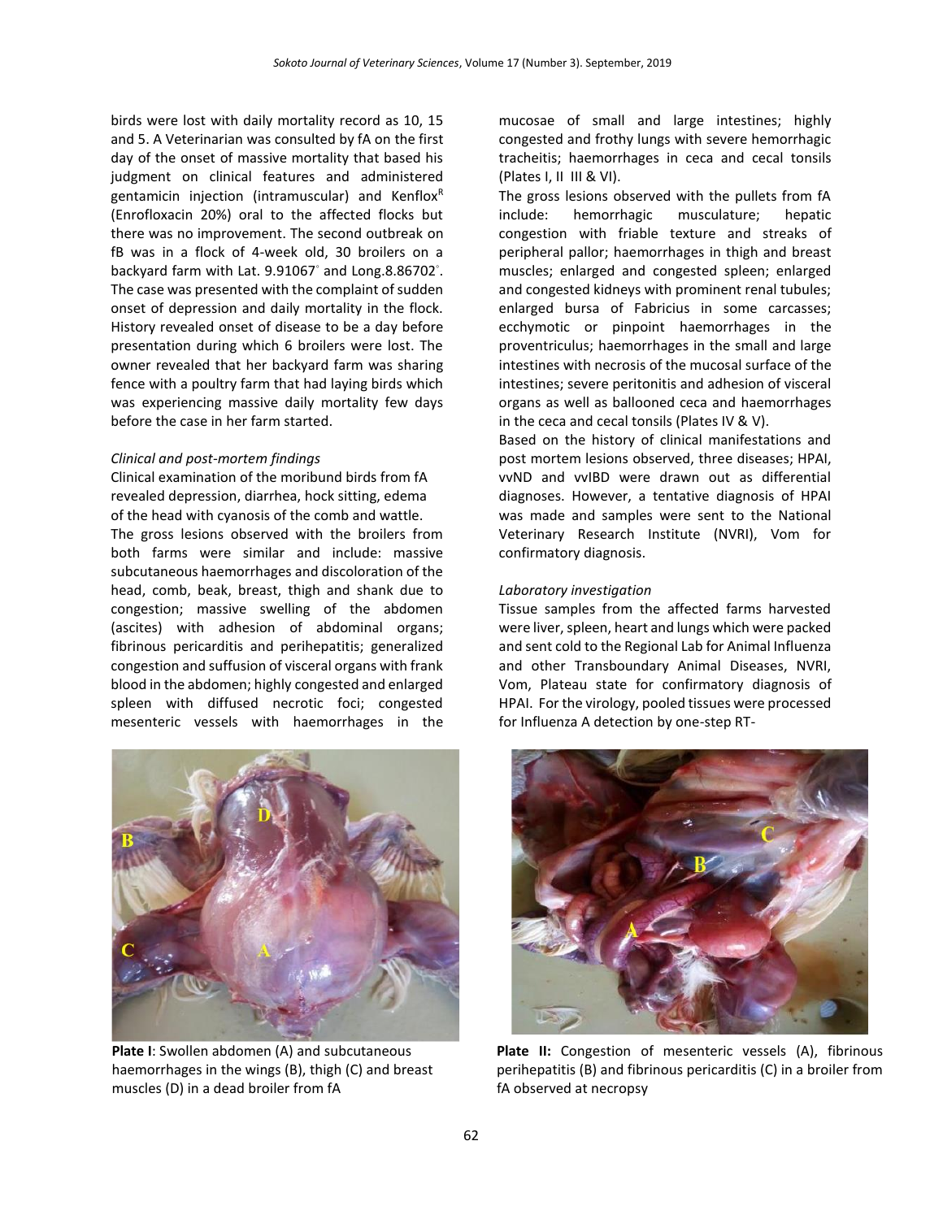birds were lost with daily mortality record as 10, 15 and 5. A Veterinarian was consulted by fA on the first day of the onset of massive mortality that based his judgment on clinical features and administered gentamicin injection (intramuscular) and Kenflox[R] (Enrofloxacin 20%) oral to the affected flocks but there was no improvement. The second outbreak on fB was in a flock of 4-week old, 30 broilers on a backyard farm with Lat. 9.91067° and Long.8.86702°. The case was presented with the complaint of sudden onset of depression and daily mortality in the flock. History revealed onset of disease to be a day before presentation during which 6 broilers were lost. The owner revealed that her backyard farm was sharing fence with a poultry farm that had laying birds which was experiencing massive daily mortality few days before the case in her farm started.

*Clinical and post-mortem findings*

Clinical examination of the moribund birds from fA revealed depression, diarrhea, hock sitting, edema of the head with cyanosis of the comb and wattle.

The gross lesions observed with the broilers from both farms were similar and include: massive subcutaneous haemorrhages and discoloration of the head, comb, beak, breast, thigh and shank due to congestion; massive swelling of the abdomen (ascites) with adhesion of abdominal organs; fibrinous pericarditis and perihepatitis; generalized congestion and suffusion of visceral organs with frank blood in the abdomen; highly congested and enlarged spleen with diffused necrotic foci; congested mesenteric vessels with haemorrhages in the mucosae of small and large intestines; highly congested and frothy lungs with severe hemorrhagic tracheitis; haemorrhages in ceca and cecal tonsils (Plates I, II III & VI).

The gross lesions observed with the pullets from fA include: hemorrhagic musculature; hepatic congestion with friable texture and streaks of peripheral pallor; haemorrhages in thigh and breast muscles; enlarged and congested spleen; enlarged and congested kidneys with prominent renal tubules; enlarged bursa of Fabricius in some carcasses; ecchymotic or pinpoint haemorrhages in the proventriculus; haemorrhages in the small and large intestines with necrosis of the mucosal surface of the intestines; severe peritonitis and adhesion of visceral organs as well as ballooned ceca and haemorrhages in the ceca and cecal tonsils (Plates IV & V).

Based on the history of clinical manifestations and post mortem lesions observed, three diseases; HPAI, vvND and vvIBD were drawn out as differential diagnoses. However, a tentative diagnosis of HPAI was made and samples were sent to the National Veterinary Research Institute (NVRI), Vom for confirmatory diagnosis.

*Laboratory investigation*

Tissue samples from the affected farms harvested were liver, spleen, heart and lungs which were packed and sent cold to the Regional Lab for Animal Influenza and other Transboundary Animal Diseases, NVRI, Vom, Plateau state for confirmatory diagnosis of HPAI. For the virology, pooled tissues were processed for Influenza A detection by one-step RT-

**Plate I**: Swollen abdomen (A) and subcutaneous haemorrhages in the wings (B), thigh (C) and breast muscles (D) in a dead broiler from fA

**Plate II:** Congestion of mesenteric vessels (A), fibrinous perihepatitis (B) and fibrinous pericarditis (C) in a broiler from fA observed at necropsy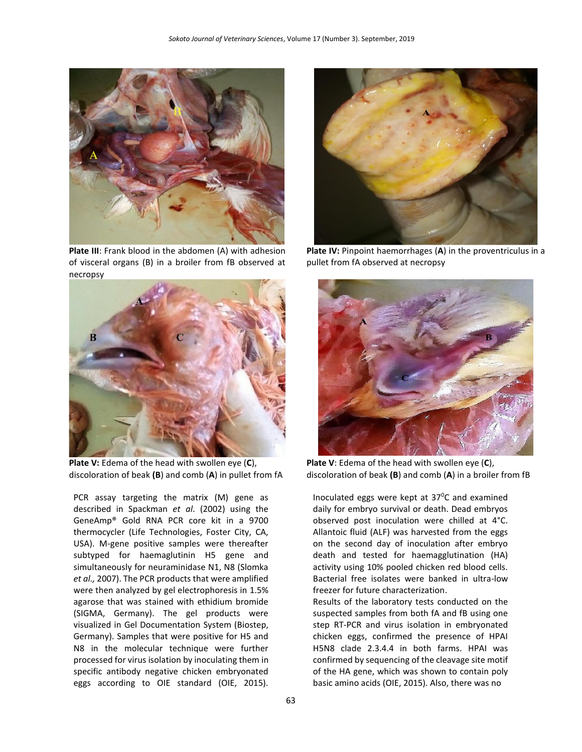Plate III: Frank blood in the abdomen (A) with adhesion of visceral organs (B) in a broiler from fB observed at necropsy

**Plate IV:** Pinpoint haemorrhages (**A**) in the proventriculus in a pullet from fA observed at necropsy

**Plate V:** Edema of the head with swollen eye (**C**), discoloration of beak **(B)** and comb (**A**) in pullet from fA

**Plate V**: Edema of the head with swollen eye (**C**), discoloration of beak (**B**) and comb (**A**) in a broiler from fB

PCR assay targeting the matrix (M) gene as described in Spackman *et al*. (2002) using the GeneAmp® Gold RNA PCR core kit in a 9700 thermocycler (Life Technologies, Foster City, CA, USA). M-gene positive samples were thereafter subtyped for haemaglutinin H5 gene and simultaneously for neuraminidase N1, N8 (Slomka *et al.,* 2007). The PCR products that were amplified were then analyzed by gel electrophoresis in 1.5% agarose that was stained with ethidium bromide (SIGMA, Germany). The gel products were visualized in Gel Documentation System (Biostep, Germany). Samples that were positive for H5 and N8 in the molecular technique were further processed for virus isolation by inoculating them in specific antibody negative chicken embryonated eggs according to OIE standard (OIE, 2015). Inoculated eggs were kept at $37^0$C and examined daily for embryo survival or death. Dead embryos observed post inoculation were chilled at 4°C. Allantoic fluid (ALF) was harvested from the eggs on the second day of inoculation after embryo death and tested for haemagglutination (HA) activity using 10% pooled chicken red blood cells. Bacterial free isolates were banked in ultra-low freezer for future characterization.

Results of the laboratory tests conducted on the suspected samples from both fA and fB using one step RT-PCR and virus isolation in embryonated chicken eggs, confirmed the presence of HPAI H5N8 clade 2.3.4.4 in both farms. HPAI was confirmed by sequencing of the cleavage site motif of the HA gene, which was shown to contain poly basic amino acids (OIE, 2015). Also, there was no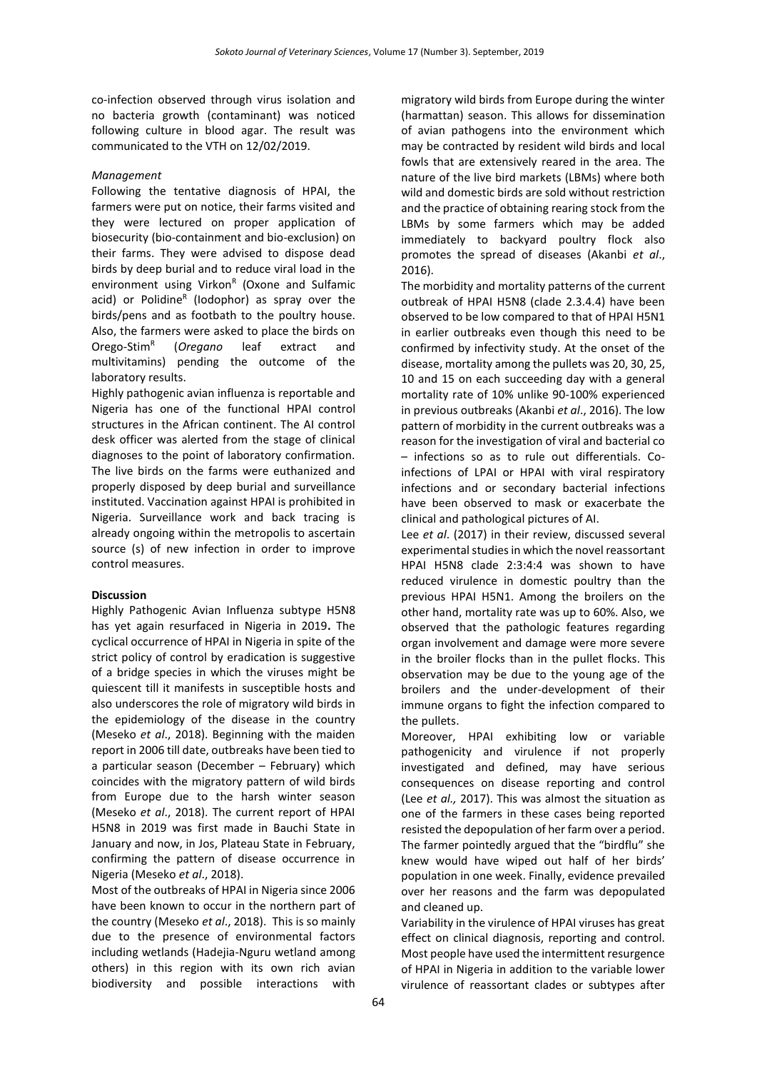co-infection observed through virus isolation and no bacteria growth (contaminant) was noticed following culture in blood agar. The result was communicated to the VTH on 12/02/2019.

*Management*

Following the tentative diagnosis of HPAI, the farmers were put on notice, their farms visited and they were lectured on proper application of biosecurity (bio-containment and bio-exclusion) on their farms. They were advised to dispose dead birds by deep burial and to reduce viral load in the environment using Virkon[R] (Oxone and Sulfamic acid) or Polidine[R] (Iodophor) as spray over the birds/pens and as footbath to the poultry house. Also, the farmers were asked to place the birds on Orego-Stim[R] (*Oregano* leaf extract and multivitamins) pending the outcome of the laboratory results.

Highly pathogenic avian influenza is reportable and Nigeria has one of the functional HPAI control structures in the African continent. The AI control desk officer was alerted from the stage of clinical diagnoses to the point of laboratory confirmation. The live birds on the farms were euthanized and properly disposed by deep burial and surveillance instituted. Vaccination against HPAI is prohibited in Nigeria. Surveillance work and back tracing is already ongoing within the metropolis to ascertain source (s) of new infection in order to improve control measures.

**Discussion**

Highly Pathogenic Avian Influenza subtype H5N8 has yet again resurfaced in Nigeria in 2019**.** The cyclical occurrence of HPAI in Nigeria in spite of the strict policy of control by eradication is suggestive of a bridge species in which the viruses might be quiescent till it manifests in susceptible hosts and also underscores the role of migratory wild birds in the epidemiology of the disease in the country (Meseko *et al*., 2018). Beginning with the maiden report in 2006 till date, outbreaks have been tied to a particular season (December – February) which coincides with the migratory pattern of wild birds from Europe due to the harsh winter season (Meseko *et al*., 2018). The current report of HPAI H5N8 in 2019 was first made in Bauchi State in January and now, in Jos, Plateau State in February, confirming the pattern of disease occurrence in Nigeria (Meseko *et al*., 2018).

Most of the outbreaks of HPAI in Nigeria since 2006 have been known to occur in the northern part of the country (Meseko *et al*., 2018). This is so mainly due to the presence of environmental factors including wetlands (Hadejia-Nguru wetland among others) in this region with its own rich avian biodiversity and possible interactions with migratory wild birds from Europe during the winter (harmattan) season. This allows for dissemination of avian pathogens into the environment which may be contracted by resident wild birds and local fowls that are extensively reared in the area. The nature of the live bird markets (LBMs) where both wild and domestic birds are sold without restriction and the practice of obtaining rearing stock from the LBMs by some farmers which may be added immediately to backyard poultry flock also promotes the spread of diseases (Akanbi *et al*., 2016).

The morbidity and mortality patterns of the current outbreak of HPAI H5N8 (clade 2.3.4.4) have been observed to be low compared to that of HPAI H5N1 in earlier outbreaks even though this need to be confirmed by infectivity study. At the onset of the disease, mortality among the pullets was 20, 30, 25, 10 and 15 on each succeeding day with a general mortality rate of 10% unlike 90-100% experienced in previous outbreaks (Akanbi *et al*., 2016). The low pattern of morbidity in the current outbreaks was a reason for the investigation of viral and bacterial co – infections so as to rule out differentials. Co-infections of LPAI or HPAI with viral respiratory infections and or secondary bacterial infections have been observed to mask or exacerbate the clinical and pathological pictures of AI.

Lee *et al*. (2017) in their review, discussed several experimental studies in which the novel reassortant HPAI H5N8 clade 2:3:4:4 was shown to have reduced virulence in domestic poultry than the previous HPAI H5N1. Among the broilers on the other hand, mortality rate was up to 60%. Also, we observed that the pathologic features regarding organ involvement and damage were more severe in the broiler flocks than in the pullet flocks. This observation may be due to the young age of the broilers and the under-development of their immune organs to fight the infection compared to the pullets.

Moreover, HPAI exhibiting low or variable pathogenicity and virulence if not properly investigated and defined, may have serious consequences on disease reporting and control (Lee *et al.,* 2017). This was almost the situation as one of the farmers in these cases being reported resisted the depopulation of her farm over a period. The farmer pointedly argued that the "birdflu" she knew would have wiped out half of her birds' population in one week. Finally, evidence prevailed over her reasons and the farm was depopulated and cleaned up.

Variability in the virulence of HPAI viruses has great effect on clinical diagnosis, reporting and control. Most people have used the intermittent resurgence of HPAI in Nigeria in addition to the variable lower virulence of reassortant clades or subtypes after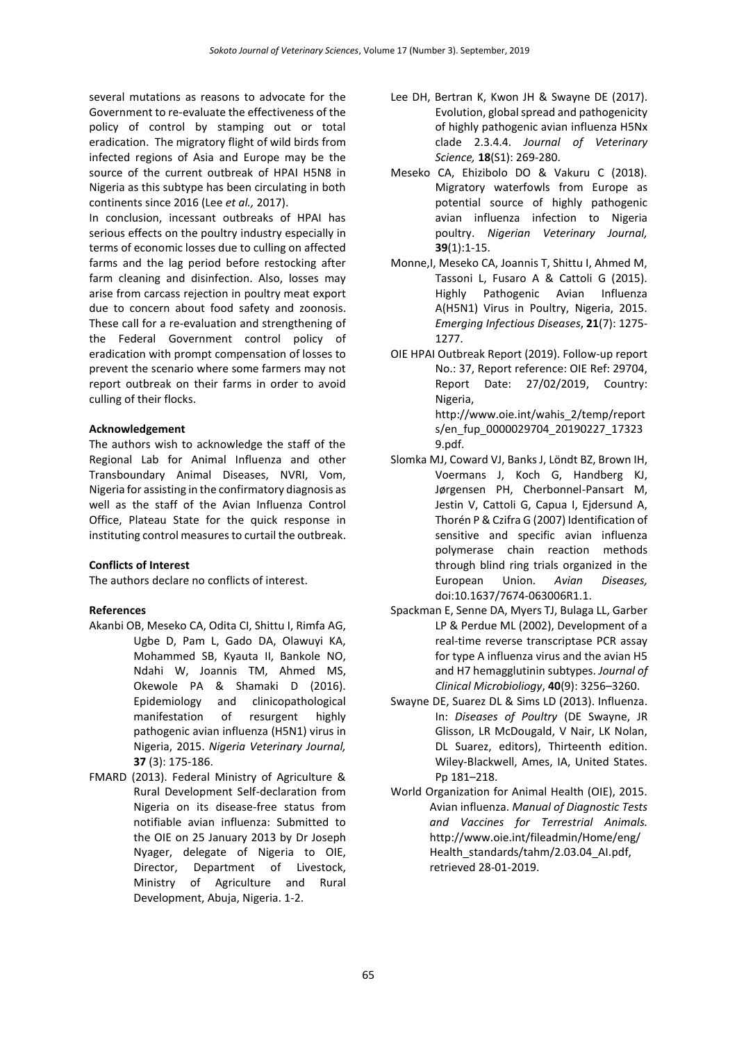several mutations as reasons to advocate for the Government to re-evaluate the effectiveness of the policy of control by stamping out or total eradication. The migratory flight of wild birds from infected regions of Asia and Europe may be the source of the current outbreak of HPAI H5N8 in Nigeria as this subtype has been circulating in both continents since 2016 (Lee *et al.,* 2017).

In conclusion, incessant outbreaks of HPAI has serious effects on the poultry industry especially in terms of economic losses due to culling on affected farms and the lag period before restocking after farm cleaning and disinfection. Also, losses may arise from carcass rejection in poultry meat export due to concern about food safety and zoonosis. These call for a re-evaluation and strengthening of the Federal Government control policy of eradication with prompt compensation of losses to prevent the scenario where some farmers may not report outbreak on their farms in order to avoid culling of their flocks.

**Acknowledgement**

The authors wish to acknowledge the staff of the Regional Lab for Animal Influenza and other Transboundary Animal Diseases, NVRI, Vom, Nigeria for assisting in the confirmatory diagnosis as well as the staff of the Avian Influenza Control Office, Plateau State for the quick response in instituting control measures to curtail the outbreak.

**Conflicts of Interest**

The authors declare no conflicts of interest.

**References**

Akanbi OB, Meseko CA, Odita CI, Shittu I, Rimfa AG, Ugbe D, Pam L, Gado DA, Olawuyi KA, Mohammed SB, Kyauta II, Bankole NO, Ndahi W, Joannis TM, Ahmed MS, Okewole PA & Shamaki D (2016). Epidemiology and clinicopathological manifestation of resurgent highly pathogenic avian influenza (H5N1) virus in Nigeria, 2015. *Nigeria Veterinary Journal,* **37** (3): 175-186.

FMARD (2013). Federal Ministry of Agriculture & Rural Development Self-declaration from Nigeria on its disease-free status from notifiable avian influenza: Submitted to the OIE on 25 January 2013 by Dr Joseph Nyager, delegate of Nigeria to OIE, Director, Department of Livestock, Ministry of Agriculture and Rural Development, Abuja, Nigeria. 1-2.

Lee DH, Bertran K, Kwon JH & Swayne DE (2017). Evolution, global spread and pathogenicity of highly pathogenic avian influenza H5Nx clade 2.3.4.4. *Journal of Veterinary Science,* **18**(S1): 269-280.

Meseko CA, Ehizibolo DO & Vakuru C (2018). Migratory waterfowls from Europe as potential source of highly pathogenic avian influenza infection to Nigeria poultry. *Nigerian Veterinary Journal,* **39**(1):1-15.

Monne,I, Meseko CA, Joannis T, Shittu I, Ahmed M, Tassoni L, Fusaro A & Cattoli G (2015). Highly Pathogenic Avian Influenza A(H5N1) Virus in Poultry, Nigeria, 2015. *Emerging Infectious Diseases*, **21**(7): 1275-1277.

OIE HPAI Outbreak Report (2019). Follow-up report No.: 37, Report reference: OIE Ref: 29704, Report Date: 27/02/2019, Country: Nigeria, http://www.oie.int/wahis_2/temp/reports/en_fup_0000029704_20190227_173239.pdf.

Slomka MJ, Coward VJ, Banks J, Löndt BZ, Brown IH, Voermans J, Koch G, Handberg KJ, Jørgensen PH, Cherbonnel-Pansart M, Jestin V, Cattoli G, Capua I, Ejdersund A, Thorén P & Czifra G (2007) Identification of sensitive and specific avian influenza polymerase chain reaction methods through blind ring trials organized in the European Union. *Avian Diseases,* doi:10.1637/7674-063006R1.1.

Spackman E, Senne DA, Myers TJ, Bulaga LL, Garber LP & Perdue ML (2002), Development of a real-time reverse transcriptase PCR assay for type A influenza virus and the avian H5 and H7 hemagglutinin subtypes. *Journal of Clinical Microbioliogy*, **40**(9): 3256–3260.

Swayne DE, Suarez DL & Sims LD (2013). Influenza. In: *Diseases of Poultry* (DE Swayne, JR Glisson, LR McDougald, V Nair, LK Nolan, DL Suarez, editors), Thirteenth edition. Wiley-Blackwell, Ames, IA, United States. Pp 181–218.

World Organization for Animal Health (OIE), 2015. Avian influenza. *Manual of Diagnostic Tests and Vaccines for Terrestrial Animals.* http://www.oie.int/fileadmin/Home/eng/Health_standards/tahm/2.03.04_AI.pdf, retrieved 28-01-2019.